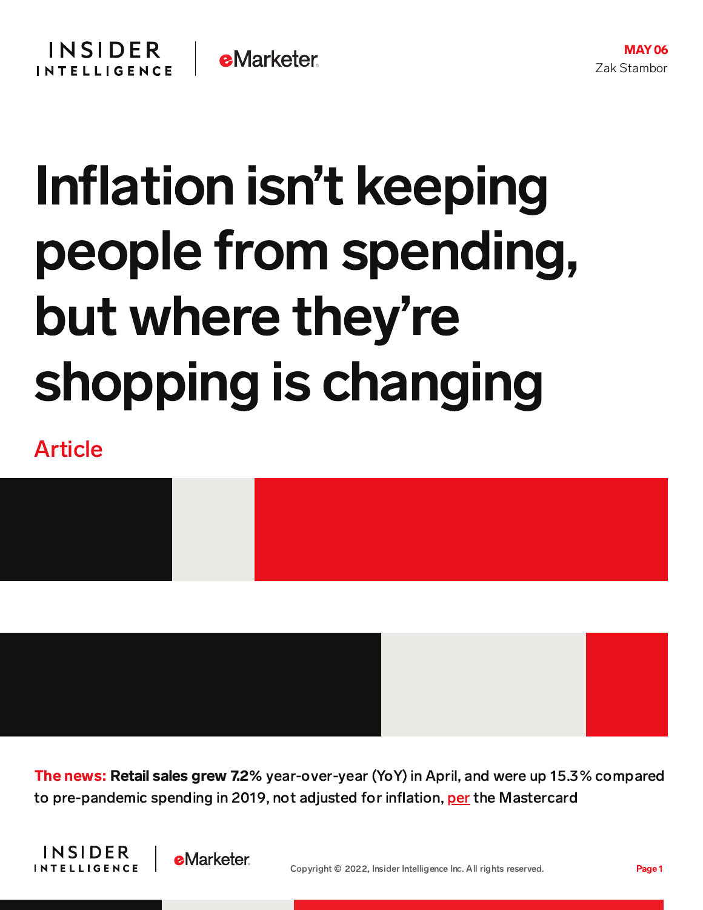MAY 06

Zak Stambor

# Inflation isn't keeping people from spending, but where they're shopping is changing

## Article

**The news:** **Retail sales grew 7.2%** year-over-year (YoY) in April, and were up 15.3% compared to pre-pandemic spending in 2019, not adjusted for inflation, per the Mastercard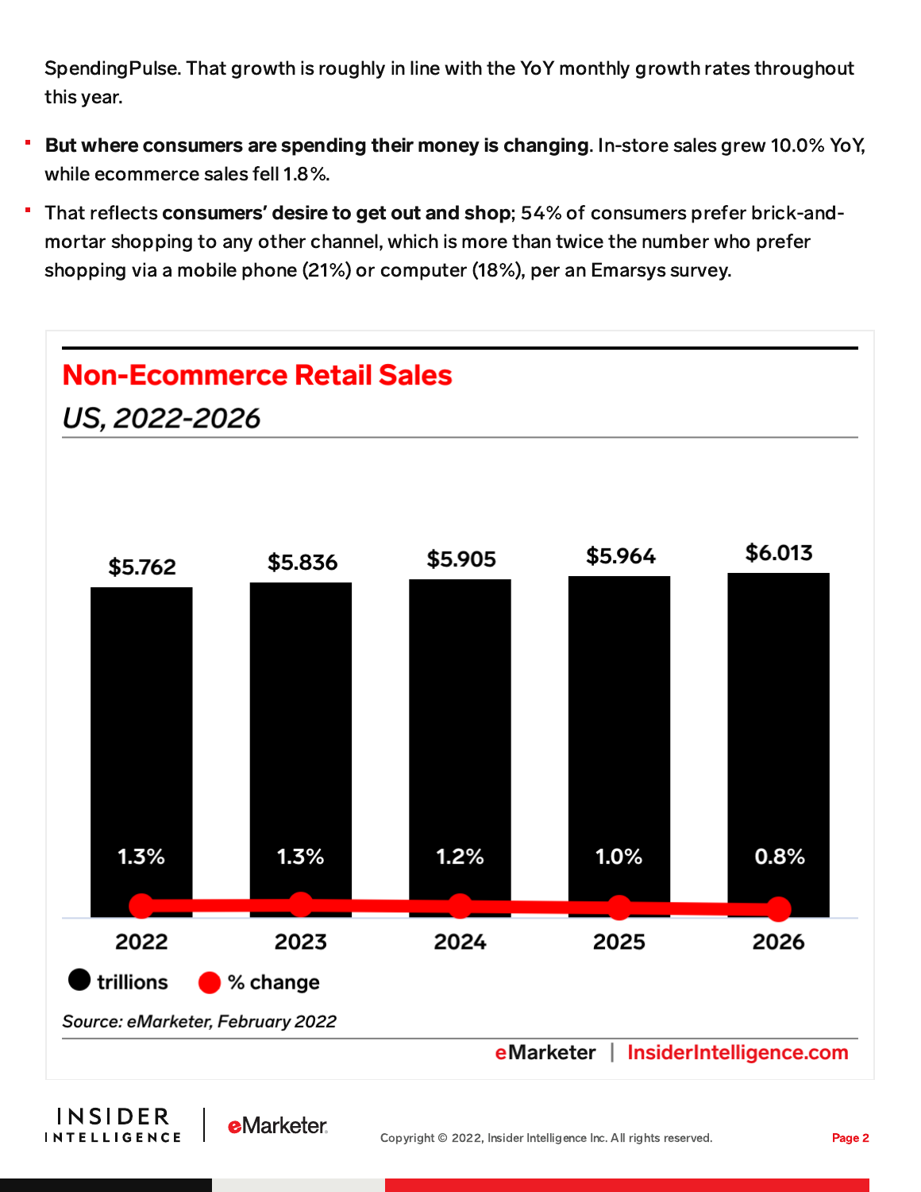SpendingPulse. That growth is roughly in line with the YoY monthly growth rates throughout this year.

- **But where consumers are spending their money is changing**. In-store sales grew 10.0% YoY, while ecommerce sales fell 1.8%.
- That reflects **consumers' desire to get out and shop**; 54% of consumers prefer brick-and-mortar shopping to any other channel, which is more than twice the number who prefer shopping via a mobile phone (21%) or computer (18%), per an Emarsys survey.

## Non-Ecommerce Retail Sales

*US, 2022-2026*

| Year | trillions | % change |
| --- | --- | --- |
| 2022 | $5.762 | 1.3% |
| 2023 | $5.836 | 1.3% |
| 2024 | $5.905 | 1.2% |
| 2025 | $5.964 | 1.0% |
| 2026 | $6.013 | 0.8% |

*Source: eMarketer, February 2022*

eMarketer | InsiderIntelligence.com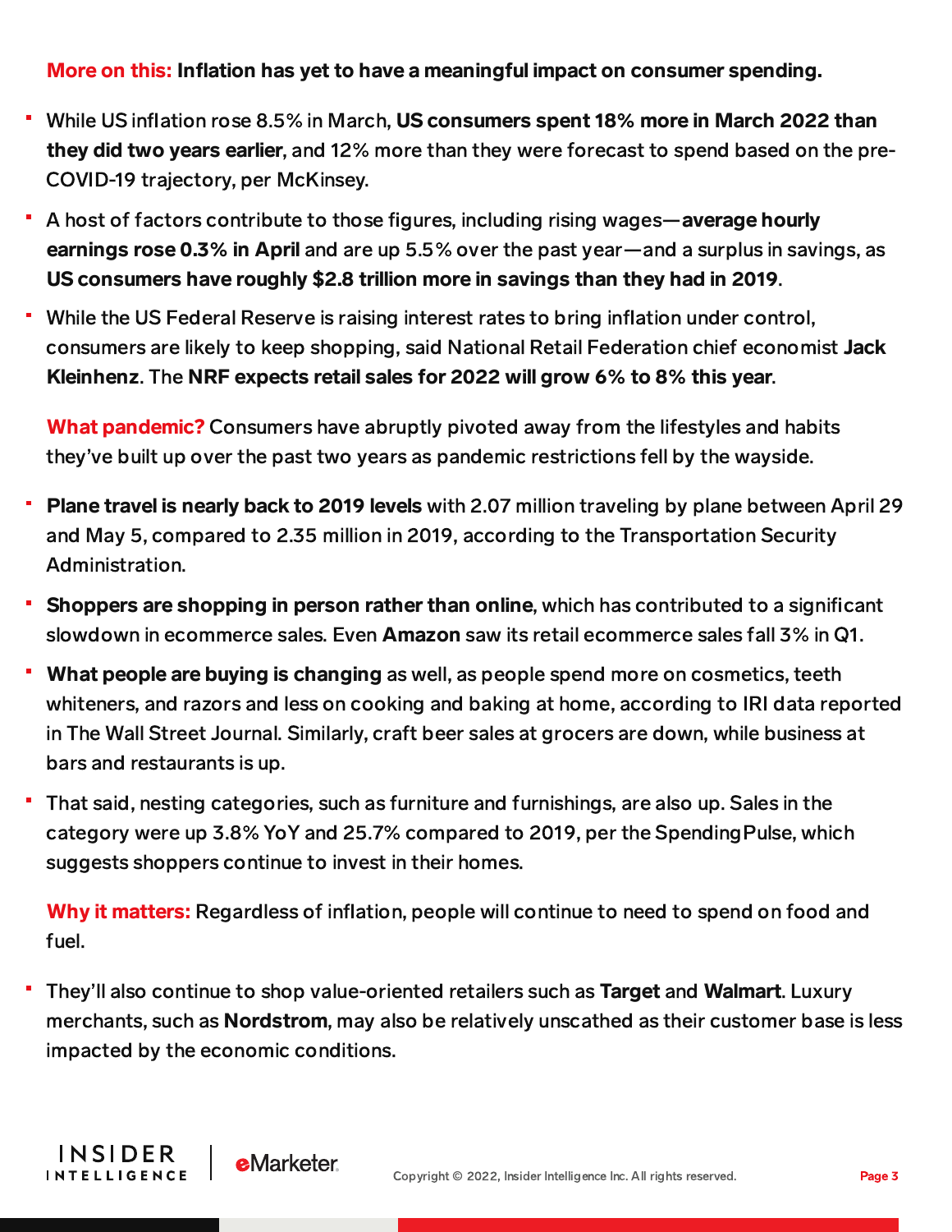**More on this:** **Inflation has yet to have a meaningful impact on consumer spending.**

- While US inflation rose 8.5% in March, **US consumers spent 18% more in March 2022 than they did two years earlier**, and 12% more than they were forecast to spend based on the pre-COVID-19 trajectory, per McKinsey.
- A host of factors contribute to those figures, including rising wages—**average hourly earnings rose 0.3% in April** and are up 5.5% over the past year—and a surplus in savings, as **US consumers have roughly $2.8 trillion more in savings than they had in 2019**.
- While the US Federal Reserve is raising interest rates to bring inflation under control, consumers are likely to keep shopping, said National Retail Federation chief economist **Jack Kleinhenz**. The **NRF expects retail sales for 2022 will grow 6% to 8% this year**.

**What pandemic?** Consumers have abruptly pivoted away from the lifestyles and habits they've built up over the past two years as pandemic restrictions fell by the wayside.

- **Plane travel is nearly back to 2019 levels** with 2.07 million traveling by plane between April 29 and May 5, compared to 2.35 million in 2019, according to the Transportation Security Administration.
- **Shoppers are shopping in person rather than online**, which has contributed to a significant slowdown in ecommerce sales. Even **Amazon** saw its retail ecommerce sales fall 3% in Q1.
- **What people are buying is changing** as well, as people spend more on cosmetics, teeth whiteners, and razors and less on cooking and baking at home, according to IRI data reported in The Wall Street Journal. Similarly, craft beer sales at grocers are down, while business at bars and restaurants is up.
- That said, nesting categories, such as furniture and furnishings, are also up. Sales in the category were up 3.8% YoY and 25.7% compared to 2019, per the SpendingPulse, which suggests shoppers continue to invest in their homes.

**Why it matters:** Regardless of inflation, people will continue to need to spend on food and fuel.

- They'll also continue to shop value-oriented retailers such as **Target** and **Walmart**. Luxury merchants, such as **Nordstrom**, may also be relatively unscathed as their customer base is less impacted by the economic conditions.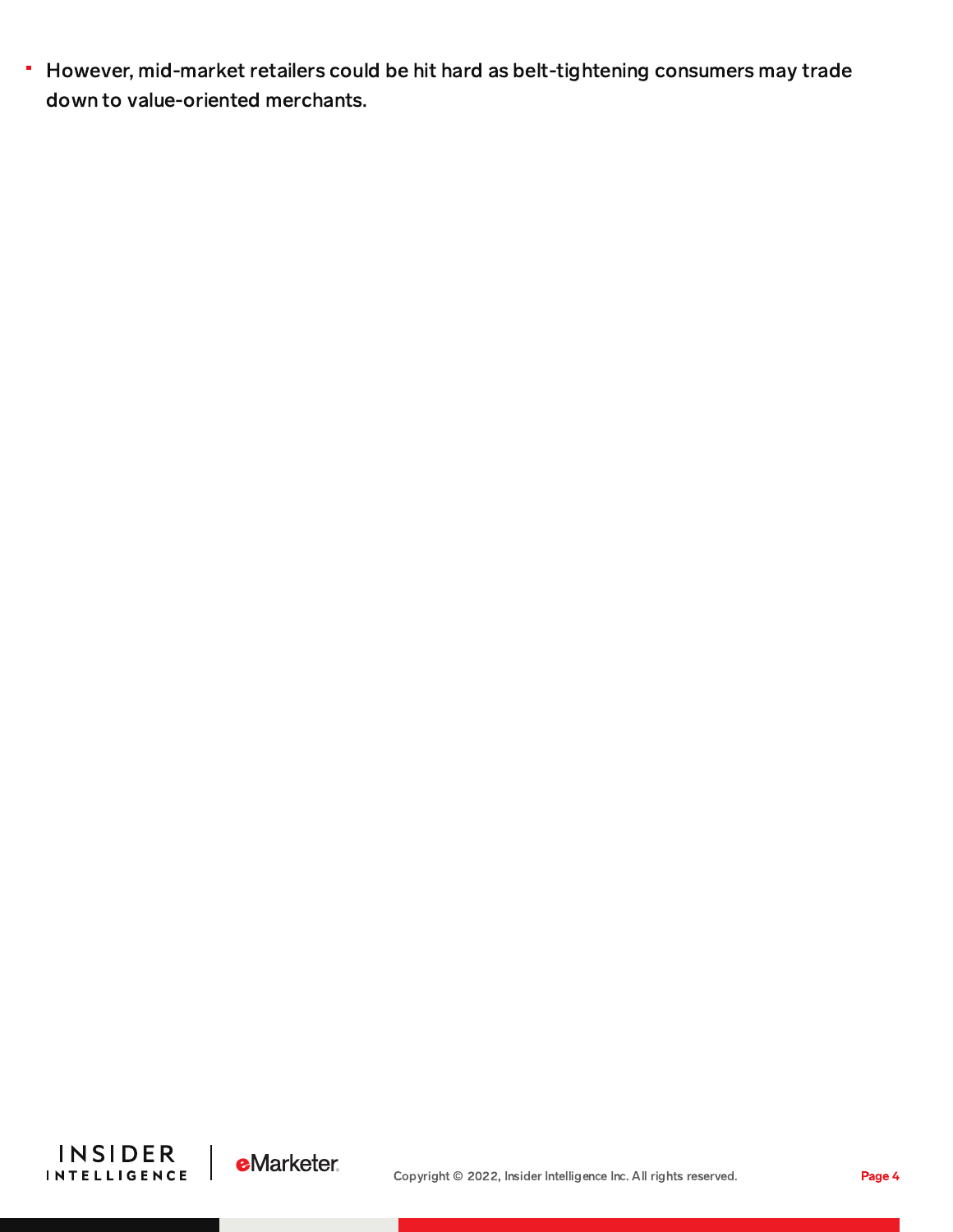- However, mid-market retailers could be hit hard as belt-tightening consumers may trade down to value-oriented merchants.